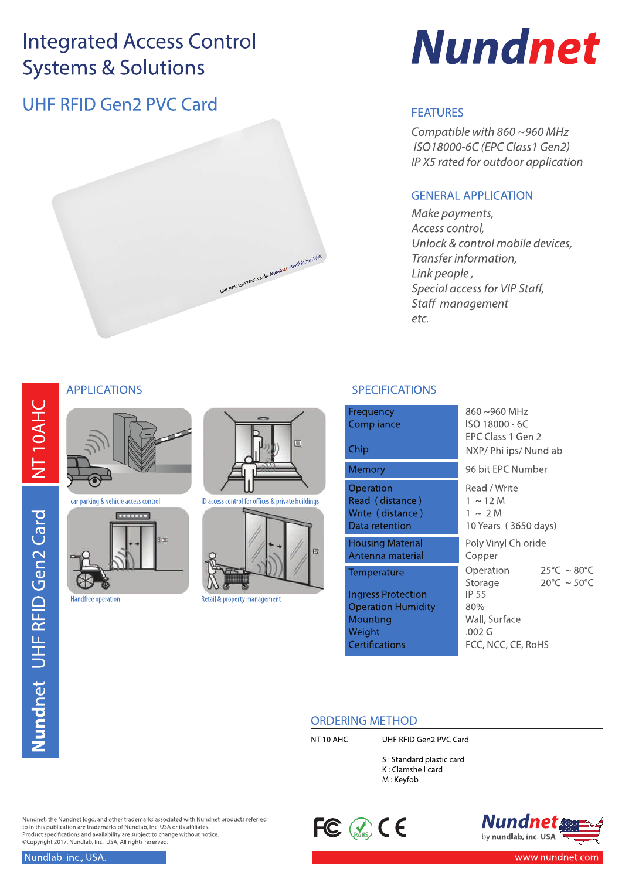# Integrated Access Control Systems & Solutions

# Nundnet

## UHF RFID Gen2 PVC Card

### FEATURES

*Compatible with 860 ~960 MHz*
*ISO18000-6C (EPC Class1 Gen2)*
*IP X5 rated for outdoor application*

### GENERAL APPLICATION

*Make payments,*
*Access control,*
*Unlock & control mobile devices,*
*Transfer information,*
*Link people ,*
*Special access for VIP Staff,*
*Staff management*
*etc.*

NT 10AHC

Nundnet UHF RFID Gen2 Card

### APPLICATIONS

car parking & vehicle access control

ID access control for offices & private buildings

Handfree operation

Retail & property management

### SPECIFICATIONS

| | | |
|---|---|---|
| Frequency | 860 ~960 MHz | |
| Compliance | ISO 18000 - 6C | |
| | EPC Class 1 Gen 2 | |
| Chip | NXP/ Philips/ Nundlab | |
| Memory | 96 bit EPC Number | |
| Operation | Read / Write | |
| Read ( distance ) | 1 ~ 12 M | |
| Write ( distance ) | 1 ~ 2 M | |
| Data retention | 10 Years ( 3650 days) | |
| Housing Material | Poly Vinyl Chloride | |
| Antenna material | Copper | |
| Temperature | Operation | 25°C ~ 80°C |
| | Storage | 20°C ~ 50°C |
| Ingress Protection | IP 55 | |
| Operation Humidity | 80% | |
| Mounting | Wall, Surface | |
| Weight | .002 G | |
| Certifications | FCC, NCC, CE, RoHS | |

### ORDERING METHOD

NT 10 AHC — UHF RFID Gen2 PVC Card

S : Standard plastic card
K : Clamshell card
M : Keyfob

Nundnet, the Nundnet logo, and other trademarks associated with Nundnet products referred to in this publication are trademarks of Nundlab, Inc. USA or its affiliates.
Product specifications and availability are subject to change without notice.
©Copyright 2017, Nundlab, Inc. USA, All rights reserved.

Nundlab. inc., USA.

Nundnet by nundlab, inc. USA

www.nundnet.com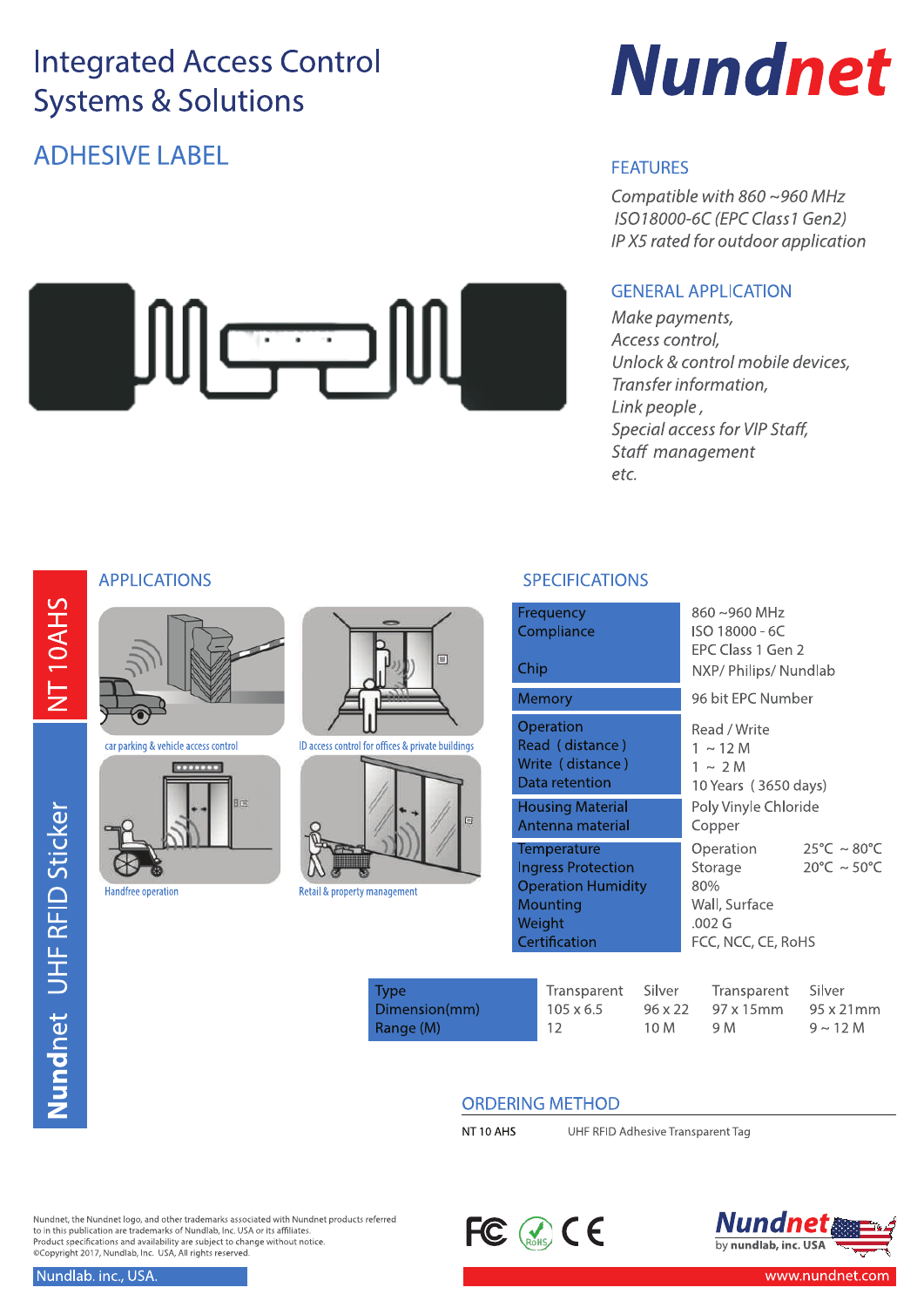# Integrated Access Control Systems & Solutions

**Nundnet**

## ADHESIVE LABEL

### FEATURES

*Compatible with 860 ~960 MHz*
*ISO18000-6C (EPC Class1 Gen2)*
*IP X5 rated for outdoor application*

### GENERAL APPLICATION

*Make payments,*
*Access control,*
*Unlock & control mobile devices,*
*Transfer information,*
*Link people ,*
*Special access for VIP Staff,*
*Staff management*
*etc.*

NT 10AHS

Nundnet UHF RFID Sticker

### APPLICATIONS

car parking & vehicle access control

ID access control for offices & private buildings

Handfree operation

Retail & property management

### SPECIFICATIONS

| | |
|---|---|
| Frequency | 860 ~960 MHz |
| Compliance | ISO 18000 - 6C<br>EPC Class 1 Gen 2 |
| Chip | NXP/ Philips/ Nundlab |
| Memory | 96 bit EPC Number |
| Operation | Read / Write |
| Read ( distance ) | 1 ~ 12 M |
| Write ( distance ) | 1 ~ 2 M |
| Data retention | 10 Years ( 3650 days) |
| Housing Material | Poly Vinyle Chloride |
| Antenna material | Copper |
| Temperature | Operation 25°C ~ 80°C |
| Ingress Protection | Storage 20°C ~ 50°C |
| Operation Humidity | 80% |
| Mounting | Wall, Surface |
| Weight | .002 G |
| Certification | FCC, NCC, CE, RoHS |

| Type | Transparent | Silver | Transparent | Silver |
|---|---|---|---|---|
| Dimension(mm) | 105 x 6.5 | 96 x 22 | 97 x 15mm | 95 x 21mm |
| Range (M) | 12 | 10 M | 9 M | 9 ~ 12 M |

### ORDERING METHOD

| | |
|---|---|
| NT 10 AHS | UHF RFID Adhesive Transparent Tag |

Nundnet, the Nundnet logo, and other trademarks associated with Nundnet products referred to in this publication are trademarks of Nundlab, Inc. USA or its affiliates.
Product specifications and availability are subject to change without notice.
©Copyright 2017, Nundlab, Inc. USA, All rights reserved.

Nundlab. inc., USA.

Nundnet by nundlab, inc. USA

www.nundnet.com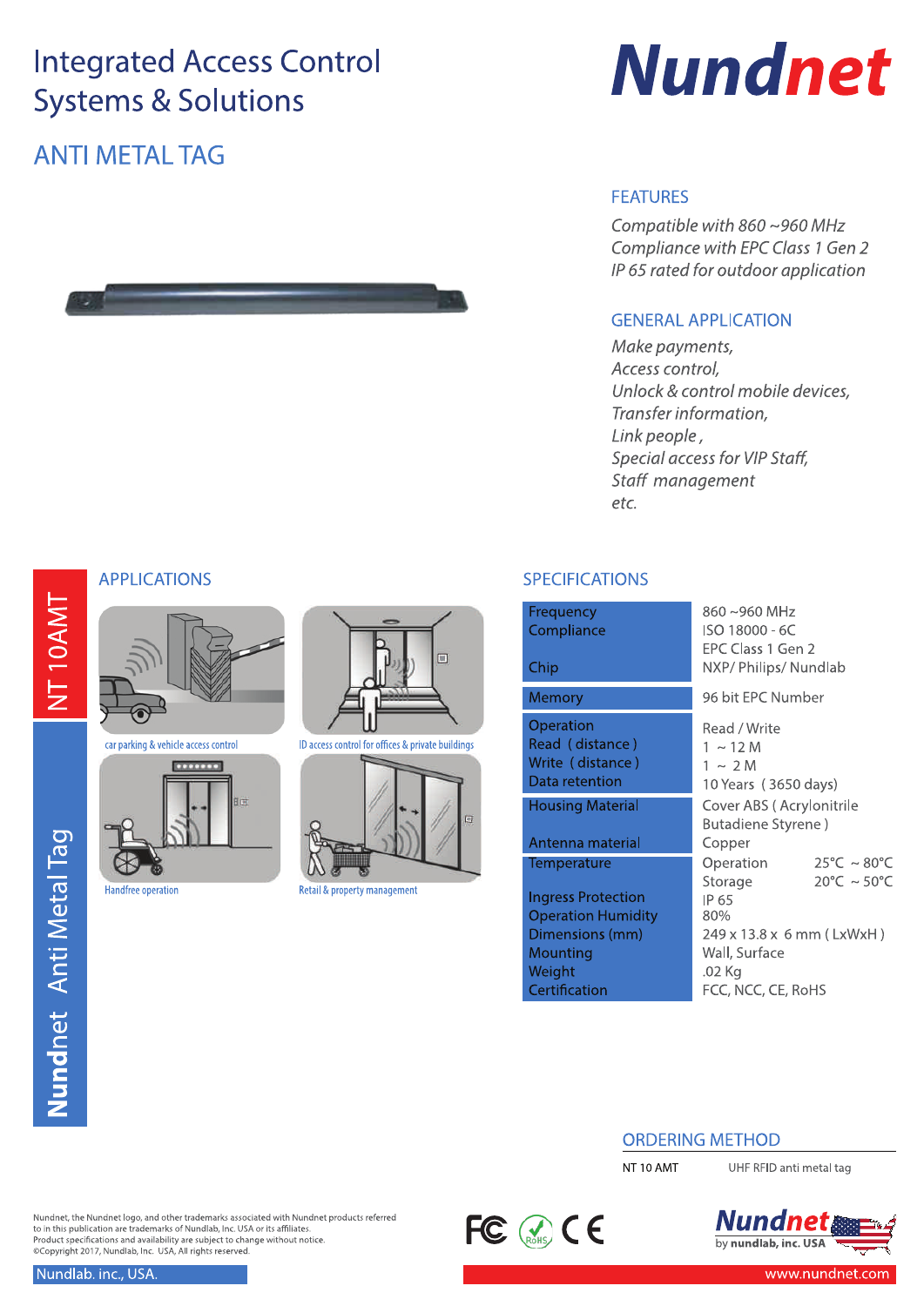# Integrated Access Control Systems & Solutions

**Nundnet**

## ANTI METAL TAG

### FEATURES

*Compatible with 860 ~960 MHz*
*Compliance with EPC Class 1 Gen 2*
*IP 65 rated for outdoor application*

### GENERAL APPLICATION

*Make payments,*
*Access control,*
*Unlock & control mobile devices,*
*Transfer information,*
*Link people ,*
*Special access for VIP Staff,*
*Staff management*
*etc.*

NT 10AMT

**Nundnet** Anti Metal Tag

### APPLICATIONS

car parking & vehicle access control

ID access control for offices & private buildings

Handfree operation

Retail & property management

### SPECIFICATIONS

| | |
|---|---|
| Frequency | 860 ~960 MHz |
| Compliance | ISO 18000 - 6C<br>EPC Class 1 Gen 2 |
| Chip | NXP/ Philips/ Nundlab |
| Memory | 96 bit EPC Number |
| Operation | Read / Write |
| Read ( distance ) | 1 ~ 12 M |
| Write ( distance ) | 1 ~ 2 M |
| Data retention | 10 Years ( 3650 days) |
| Housing Material | Cover ABS ( Acrylonitrile Butadiene Styrene ) |
| Antenna material | Copper |
| Temperature | Operation 25°C ~ 80°C<br>Storage 20°C ~ 50°C |
| Ingress Protection | IP 65 |
| Operation Humidity | 80% |
| Dimensions (mm) | 249 x 13.8 x 6 mm ( LxWxH ) |
| Mounting | Wall, Surface |
| Weight | .02 Kg |
| Certification | FCC, NCC, CE, RoHS |

### ORDERING METHOD

| | |
|---|---|
| NT 10 AMT | UHF RFID anti metal tag |

Nundnet, the Nundnet logo, and other trademarks associated with Nundnet products referred to in this publication are trademarks of Nundlab, Inc. USA or its affiliates.
Product specifications and availability are subject to change without notice.
©Copyright 2017, Nundlab, Inc. USA, All rights reserved.

Nundlab. inc., USA.

**Nundnet** by nundlab, inc. USA

www.nundnet.com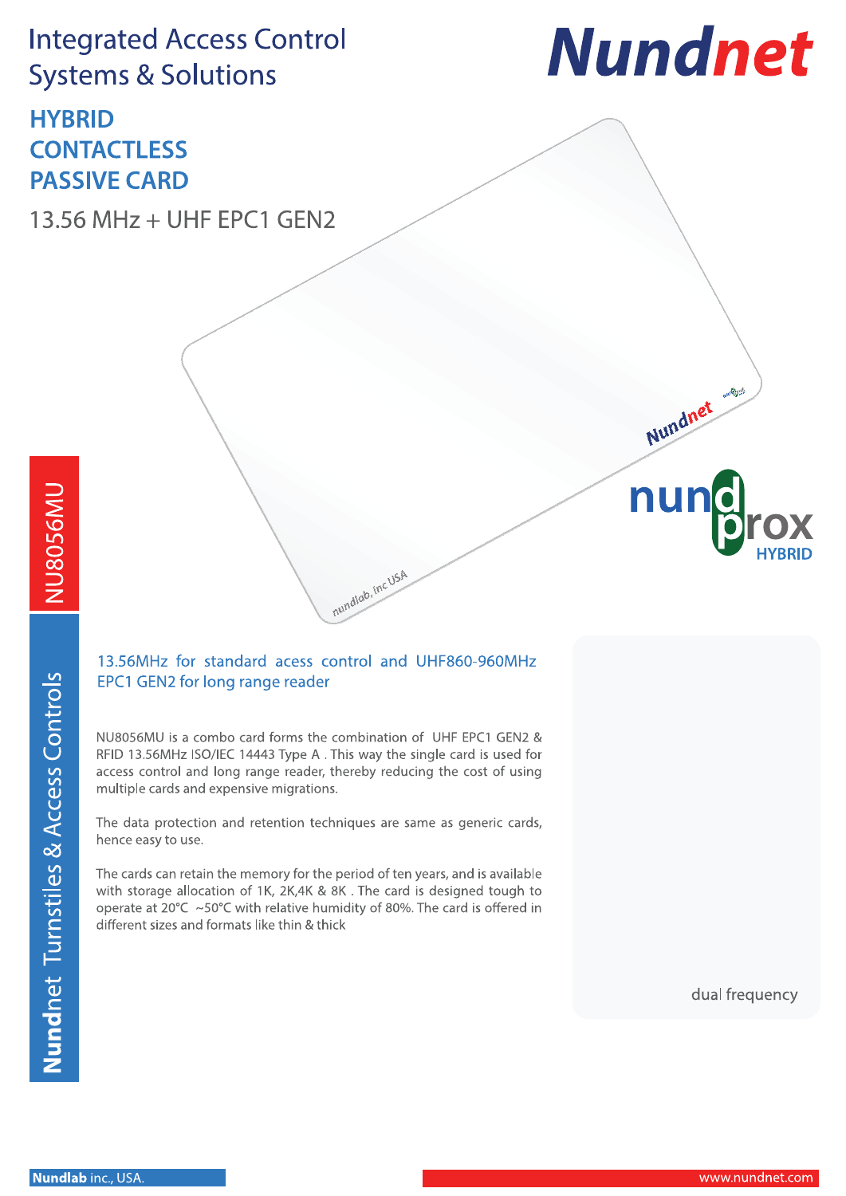Integrated Access Control Systems & Solutions

**Nundnet**

# HYBRID CONTACTLESS PASSIVE CARD

## 13.56 MHz + UHF EPC1 GEN2

NU8056MU

Nundnet Turnstiles & Access Controls

nundprox HYBRID

### 13.56MHz for standard acess control and UHF860-960MHz EPC1 GEN2 for long range reader

NU8056MU is a combo card forms the combination of UHF EPC1 GEN2 & RFID 13.56MHz ISO/IEC 14443 Type A . This way the single card is used for access control and long range reader, thereby reducing the cost of using multiple cards and expensive migrations.

The data protection and retention techniques are same as generic cards, hence easy to use.

The cards can retain the memory for the period of ten years, and is available with storage allocation of 1K, 2K,4K & 8K . The card is designed tough to operate at 20°C ~50°C with relative humidity of 80%. The card is offered in different sizes and formats like thin & thick

dual frequency

**Nundlab** inc., USA.

www.nundnet.com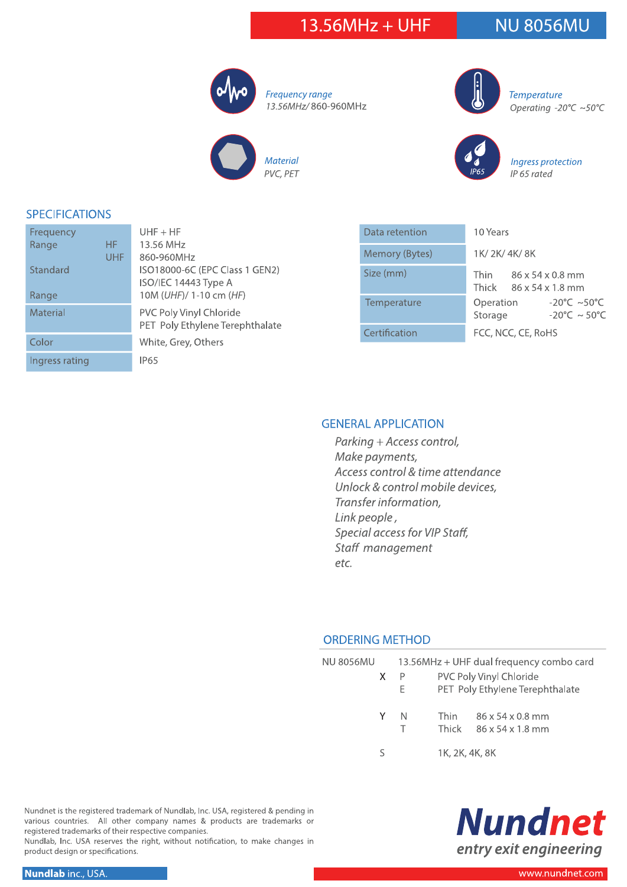# 13.56MHz + UHF — NU 8056MU

*Frequency range*
*13.56MHz/ 860-960MHz*

*Temperature*
*Operating -20°C ~50°C*

*Material*
*PVC, PET*

*Ingress protection*
*IP 65 rated*

## SPECIFICATIONS

| | | |
|---|---|---|
| Frequency Range | | UHF + HF |
| | HF | 13.56 MHz |
| | UHF | 860-960MHz |
| Standard | | ISO18000-6C (EPC Class 1 GEN2)<br>ISO/IEC 14443 Type A |
| Range | | 10M (*UHF*)/ 1-10 cm (*HF*) |
| Material | | PVC Poly Vinyl Chloride<br>PET Poly Ethylene Terephthalate |
| Color | | White, Grey, Others |
| Ingress rating | | IP65 |

| | | |
|---|---|---|
| Data retention | | 10 Years |
| Memory (Bytes) | | 1K/ 2K/ 4K/ 8K |
| Size (mm) | Thin | 86 x 54 x 0.8 mm |
| | Thick | 86 x 54 x 1.8 mm |
| Temperature | Operation | -20°C ~50°C |
| | Storage | -20°C ~ 50°C |
| Certification | | FCC, NCC, CE, RoHS |

## GENERAL APPLICATION

*Parking + Access control,*
*Make payments,*
*Access control & time attendance*
*Unlock & control mobile devices,*
*Transfer information,*
*Link people ,*
*Special access for VIP Staff,*
*Staff management*
*etc.*

## ORDERING METHOD

| | | | | |
|---|---|---|---|---|
| NU 8056MU | | | 13.56MHz + UHF dual frequency combo card | |
| | X | P | PVC Poly Vinyl Chloride | |
| | | E | PET Poly Ethylene Terephthalate | |
| | Y | N | Thin | 86 x 54 x 0.8 mm |
| | | T | Thick | 86 x 54 x 1.8 mm |
| | S | | 1K, 2K, 4K, 8K | |

Nundnet is the registered trademark of Nundlab, Inc. USA, registered & pending in various countries. All other company names & products are trademarks or registered trademarks of their respective companies.
Nundlab, Inc. USA reserves the right, without notification, to make changes in product design or specifications.

**Nundnet**
*entry exit engineering*

**Nundlab** inc., USA.

www.nundnet.com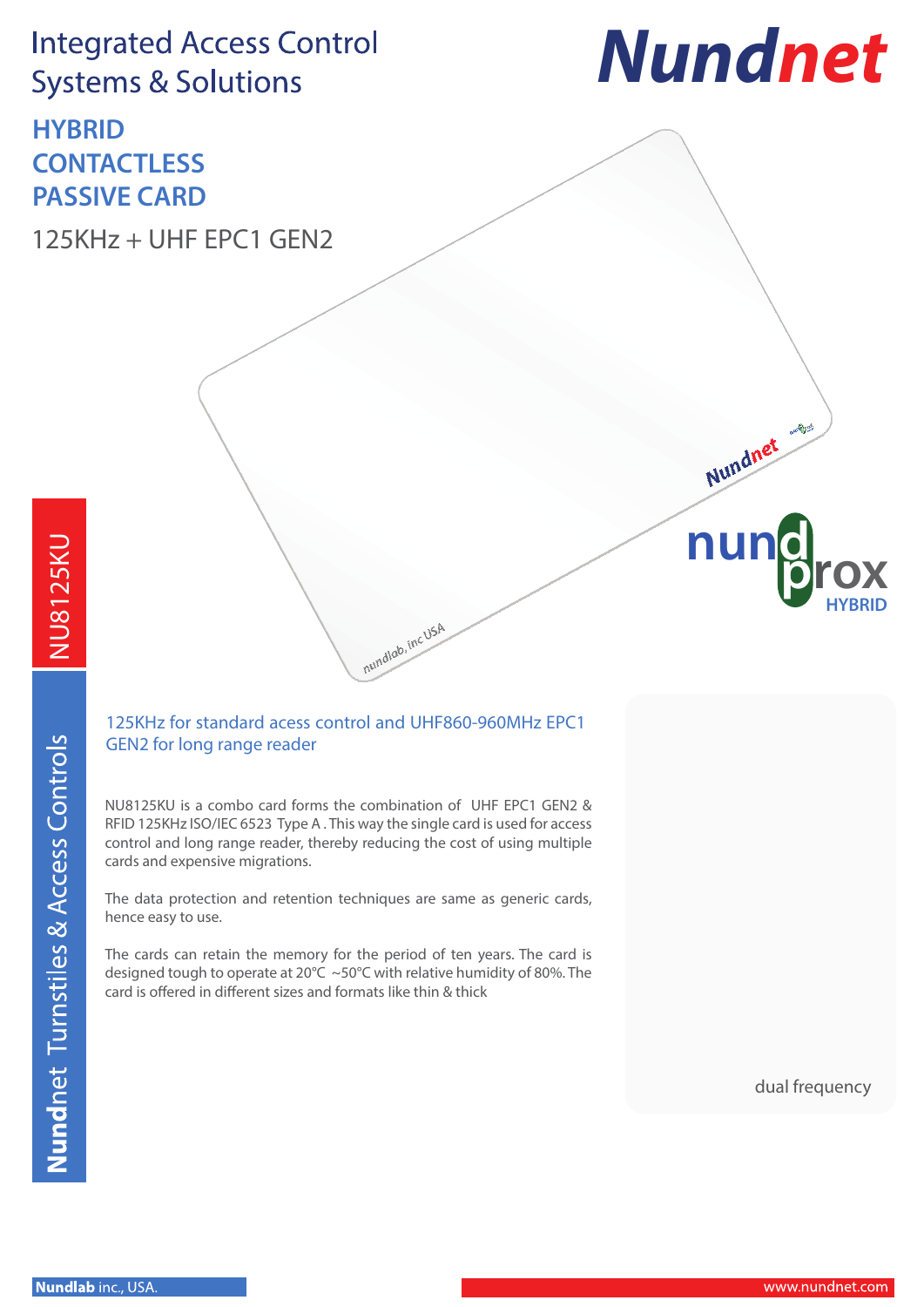Integrated Access Control Systems & Solutions

# HYBRID CONTACTLESS PASSIVE CARD

## 125KHz + UHF EPC1 GEN2

NU8125KU

### 125KHz for standard acess control and UHF860-960MHz EPC1 GEN2 for long range reader

NU8125KU is a combo card forms the combination of UHF EPC1 GEN2 & RFID 125KHz ISO/IEC 6523 Type A . This way the single card is used for access control and long range reader, thereby reducing the cost of using multiple cards and expensive migrations.

The data protection and retention techniques are same as generic cards, hence easy to use.

The cards can retain the memory for the period of ten years. The card is designed tough to operate at 20°C ~50°C with relative humidity of 80%. The card is offered in different sizes and formats like thin & thick

dual frequency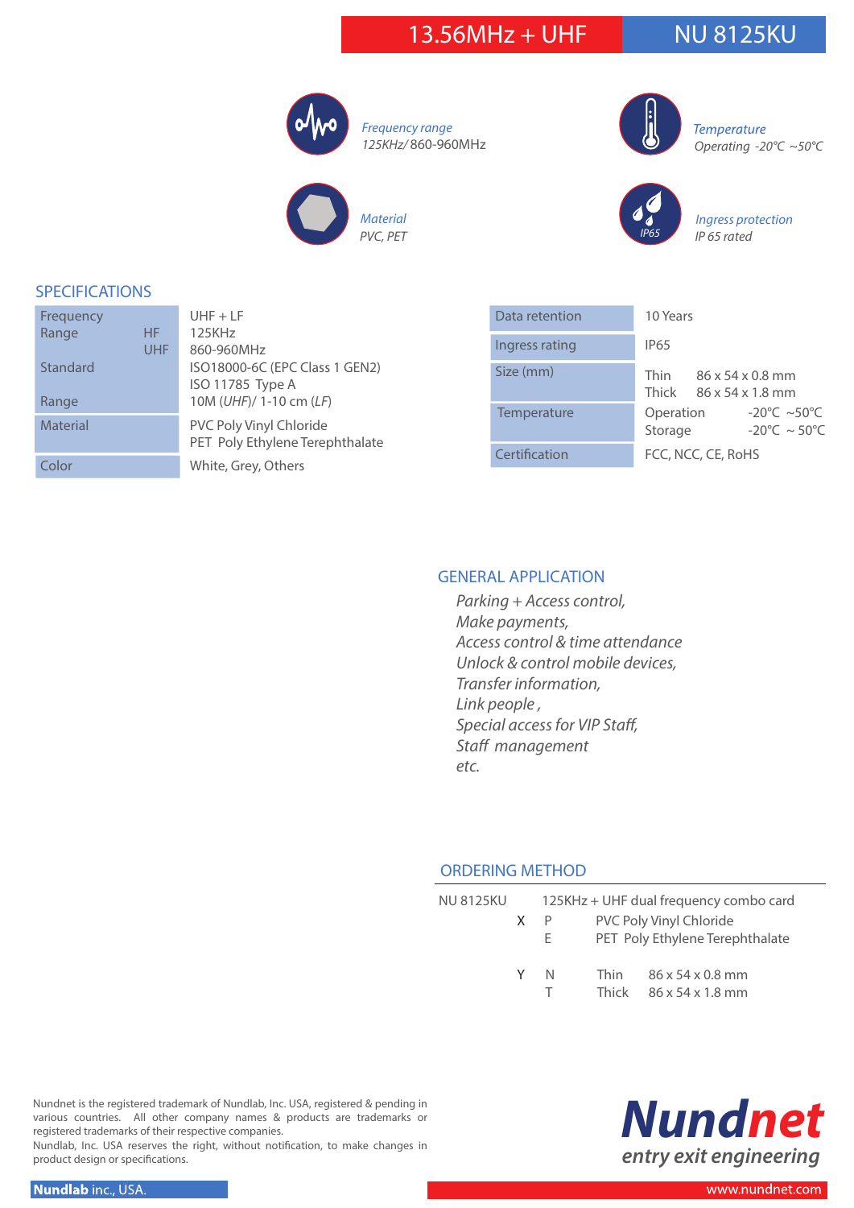13.56MHz + UHF | NU 8125KU

*Frequency range*
*125KHz/* 860-960MHz

*Temperature*
*Operating -20℃ ~50℃*

*Material*
*PVC, PET*

*Ingress protection*
*IP 65 rated*

## SPECIFICATIONS

| | |
|---|---|
| Frequency Range | UHF + LF |
| HF | 125KHz |
| UHF | 860-960MHz |
| Standard | ISO18000-6C (EPC Class 1 GEN2)<br>ISO 11785 Type A |
| Range | 10M (*UHF*)/ 1-10 cm (*LF*) |
| Material | PVC Poly Vinyl Chloride<br>PET Poly Ethylene Terephthalate |
| Color | White, Grey, Others |

| | |
|---|---|
| Data retention | 10 Years |
| Ingress rating | IP65 |
| Size (mm) | Thin 86 x 54 x 0.8 mm<br>Thick 86 x 54 x 1.8 mm |
| Temperature | Operation -20℃ ~50℃<br>Storage -20℃ ~ 50℃ |
| Certification | FCC, NCC, CE, RoHS |

## GENERAL APPLICATION

*Parking + Access control,*
*Make payments,*
*Access control & time attendance*
*Unlock & control mobile devices,*
*Transfer information,*
*Link people ,*
*Special access for VIP Staff,*
*Staff management*
*etc.*

## ORDERING METHOD

| | | | |
|---|---|---|---|
| NU 8125KU | | | 125KHz + UHF dual frequency combo card |
| | X | P | PVC Poly Vinyl Chloride |
| | | E | PET Poly Ethylene Terephthalate |
| | Y | N | Thin 86 x 54 x 0.8 mm |
| | | T | Thick 86 x 54 x 1.8 mm |

Nundnet is the registered trademark of Nundlab, Inc. USA, registered & pending in various countries. All other company names & products are trademarks or registered trademarks of their respective companies.
Nundlab, Inc. USA reserves the right, without notification, to make changes in product design or specifications.

**Nundnet**
*entry exit engineering*

**Nundlab** inc., USA.

www.nundnet.com